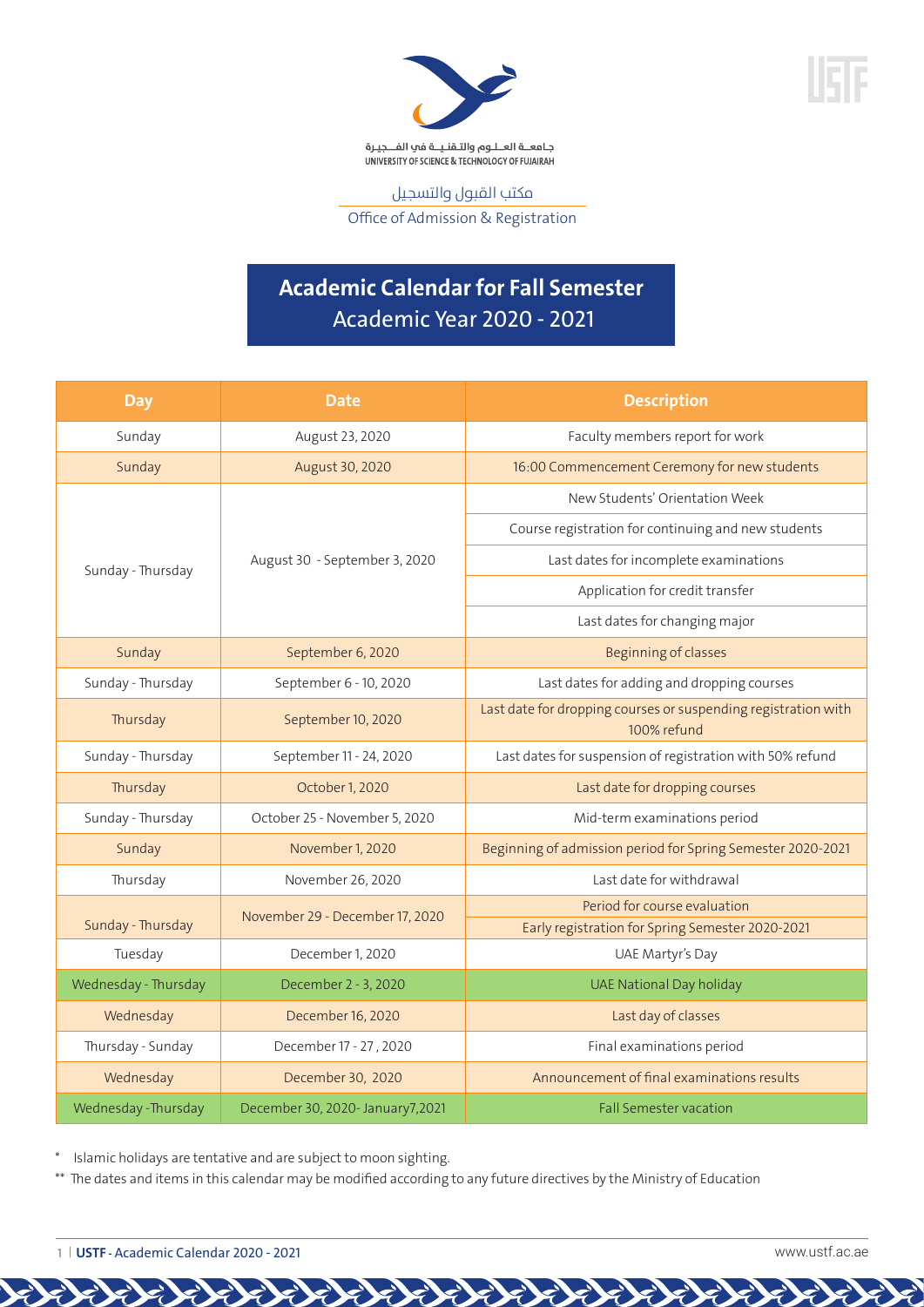جـامعــة العــلـوم والتـقـنـيــة في الفـــجـيـرة
UNIVERSITY OF SCIENCE & TECHNOLOGY OF FUJAIRAH

مكتب القبول والتسجيل
Office of Admission & Registration

# Academic Calendar for Fall Semester
## Academic Year 2020 - 2021

| Day | Date | Description |
|---|---|---|
| Sunday | August 23, 2020 | Faculty members report for work |
| Sunday | August 30, 2020 | 16:00 Commencement Ceremony for new students |
| Sunday - Thursday | August 30 - September 3, 2020 | New Students' Orientation Week |
| | | Course registration for continuing and new students |
| | | Last dates for incomplete examinations |
| | | Application for credit transfer |
| | | Last dates for changing major |
| Sunday | September 6, 2020 | Beginning of classes |
| Sunday - Thursday | September 6 - 10, 2020 | Last dates for adding and dropping courses |
| Thursday | September 10, 2020 | Last date for dropping courses or suspending registration with 100% refund |
| Sunday - Thursday | September 11 - 24, 2020 | Last dates for suspension of registration with 50% refund |
| Thursday | October 1, 2020 | Last date for dropping courses |
| Sunday - Thursday | October 25 - November 5, 2020 | Mid-term examinations period |
| Sunday | November 1, 2020 | Beginning of admission period for Spring Semester 2020-2021 |
| Thursday | November 26, 2020 | Last date for withdrawal |
| Sunday - Thursday | November 29 - December 17, 2020 | Period for course evaluation |
| | | Early registration for Spring Semester 2020-2021 |
| Tuesday | December 1, 2020 | UAE Martyr's Day |
| Wednesday - Thursday | December 2 - 3, 2020 | UAE National Day holiday |
| Wednesday | December 16, 2020 | Last day of classes |
| Thursday - Sunday | December 17 - 27 , 2020 | Final examinations period |
| Wednesday | December 30, 2020 | Announcement of final examinations results |
| Wednesday -Thursday | December 30, 2020- January7,2021 | Fall Semester vacation |

\* Islamic holidays are tentative and are subject to moon sighting.

\*\* The dates and items in this calendar may be modified according to any future directives by the Ministry of Education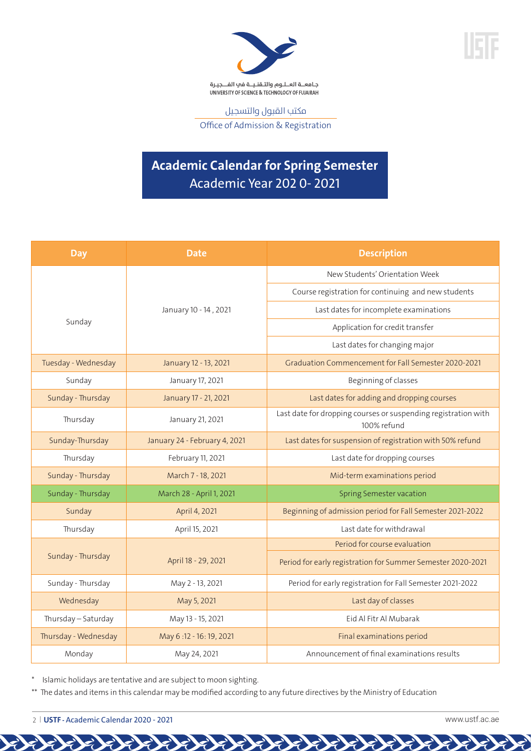جـامعــة العـلـوم والتـقـنـيــة فـي الفــجـيـرة
UNIVERSITY OF SCIENCE & TECHNOLOGY OF FUJAIRAH

مكتب القبول والتسجيل

Office of Admission & Registration

# Academic Calendar for Spring Semester
## Academic Year 202 0- 2021

| Day | Date | Description |
|---|---|---|
| Sunday | January 10 - 14 , 2021 | New Students' Orientation Week |
| | | Course registration for continuing and new students |
| | | Last dates for incomplete examinations |
| | | Application for credit transfer |
| | | Last dates for changing major |
| Tuesday - Wednesday | January 12 - 13, 2021 | Graduation Commencement for Fall Semester 2020-2021 |
| Sunday | January 17, 2021 | Beginning of classes |
| Sunday - Thursday | January 17 - 21, 2021 | Last dates for adding and dropping courses |
| Thursday | January 21, 2021 | Last date for dropping courses or suspending registration with 100% refund |
| Sunday-Thursday | January 24 - February 4, 2021 | Last dates for suspension of registration with 50% refund |
| Thursday | February 11, 2021 | Last date for dropping courses |
| Sunday - Thursday | March 7 - 18, 2021 | Mid-term examinations period |
| Sunday - Thursday | March 28 - April 1, 2021 | Spring Semester vacation |
| Sunday | April 4, 2021 | Beginning of admission period for Fall Semester 2021-2022 |
| Thursday | April 15, 2021 | Last date for withdrawal |
| Sunday - Thursday | April 18 - 29, 2021 | Period for course evaluation |
| | | Period for early registration for Summer Semester 2020-2021 |
| Sunday - Thursday | May 2 - 13, 2021 | Period for early registration for Fall Semester 2021-2022 |
| Wednesday | May 5, 2021 | Last day of classes |
| Thursday – Saturday | May 13 - 15, 2021 | Eid Al Fitr Al Mubarak |
| Thursday - Wednesday | May 6 :12 - 16: 19, 2021 | Final examinations period |
| Monday | May 24, 2021 | Announcement of final examinations results |

\* Islamic holidays are tentative and are subject to moon sighting.

\*\* The dates and items in this calendar may be modified according to any future directives by the Ministry of Education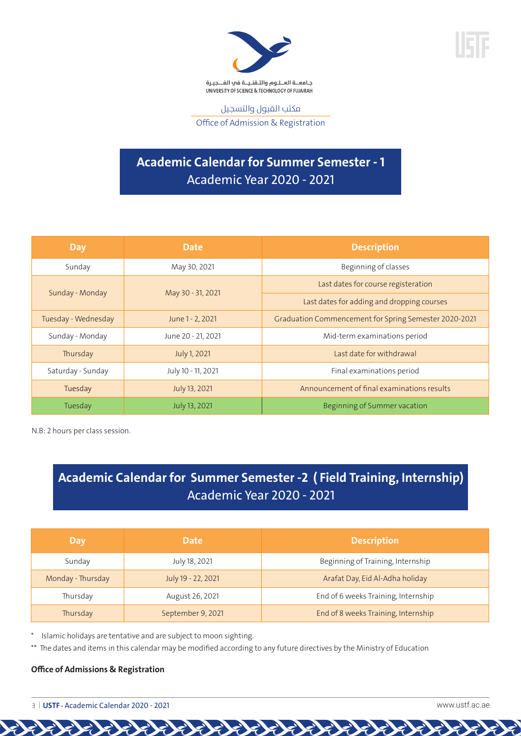جـامعــة العــلـوم والتـقـنـيــة في الفــجـيـرة
UNIVERSITY OF SCIENCE & TECHNOLOGY OF FUJAIRAH

USTF

مكتب القبول والتسجيل
Office of Admission & Registration

## Academic Calendar for Summer Semester - 1
Academic Year 2020 - 2021

| Day | Date | Description |
|---|---|---|
| Sunday | May 30, 2021 | Beginning of classes |
| Sunday - Monday | May 30 - 31, 2021 | Last dates for course registeration |
| | | Last dates for adding and dropping courses |
| Tuesday - Wednesday | June 1 - 2, 2021 | Graduation Commencement for Spring Semester 2020-2021 |
| Sunday - Monday | June 20 - 21, 2021 | Mid-term examinations period |
| Thursday | July 1, 2021 | Last date for withdrawal |
| Saturday - Sunday | July 10 - 11, 2021 | Final examinations period |
| Tuesday | July 13, 2021 | Announcement of final examinations results |
| Tuesday | July 13, 2021 | Beginning of Summer vacation |

N.B: 2 hours per class session.

## Academic Calendar for Summer Semester -2 ( Field Training, Internship)
Academic Year 2020 - 2021

| Day | Date | Description |
|---|---|---|
| Sunday | July 18, 2021 | Beginning of Training, Internship |
| Monday - Thursday | July 19 - 22, 2021 | Arafat Day, Eid Al-Adha holiday |
| Thursday | August 26, 2021 | End of 6 weeks Training, Internship |
| Thursday | September 9, 2021 | End of 8 weeks Training, Internship |

\* Islamic holidays are tentative and are subject to moon sighting.

\** The dates and items in this calendar may be modified according to any future directives by the Ministry of Education

**Office of Admissions & Registration**